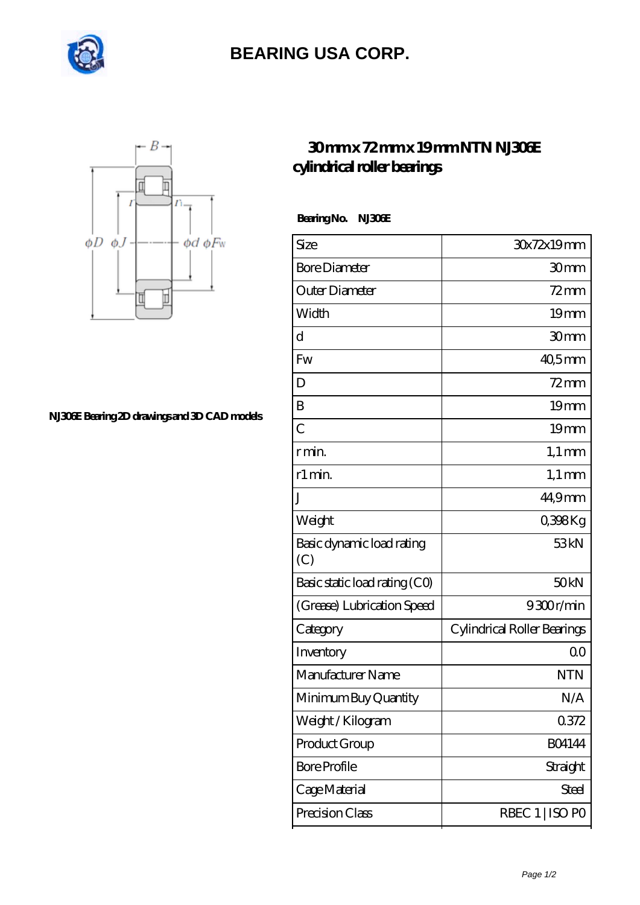# BEARING USA CORP.

## 30 mm x 72 mm x 19 mm NTN NJ306E cylindrical roller bearings

NJ306E Bearing 2D drawings and 3D CAD models

**Bearing No.** **NJ306E**

| | |
|---|---|
| Size | 30x72x19 mm |
| Bore Diameter | 30 mm |
| Outer Diameter | 72 mm |
| Width | 19 mm |
| d | 30 mm |
| Fw | 40,5 mm |
| D | 72 mm |
| B | 19 mm |
| C | 19 mm |
| r min. | 1,1 mm |
| r1 min. | 1,1 mm |
| J | 44,9 mm |
| Weight | 0,398 Kg |
| Basic dynamic load rating (C) | 53 kN |
| Basic static load rating (C0) | 50 kN |
| (Grease) Lubrication Speed | 9 300 r/min |
| Category | Cylindrical Roller Bearings |
| Inventory | 0.0 |
| Manufacturer Name | NTN |
| Minimum Buy Quantity | N/A |
| Weight / Kilogram | 0.372 |
| Product Group | B04144 |
| Bore Profile | Straight |
| Cage Material | Steel |
| Precision Class | RBEC 1 \| ISO P0 |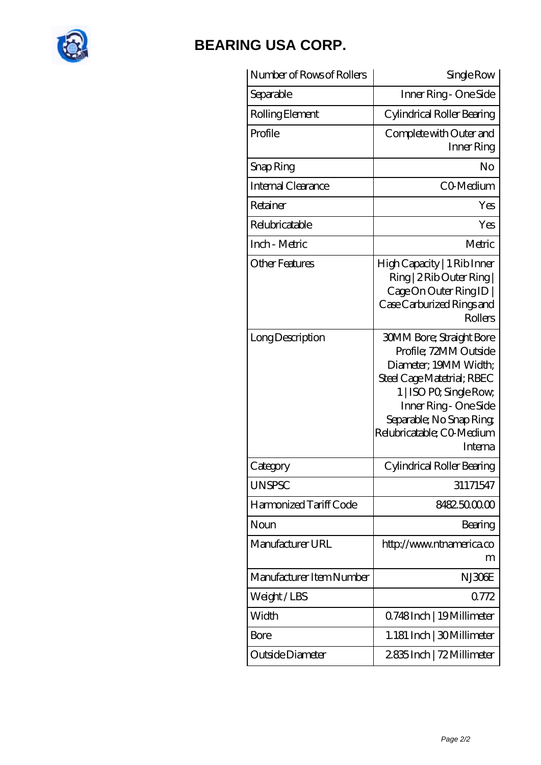## BEARING USA CORP.

| | |
|---|---|
| Number of Rows of Rollers | Single Row |
| Separable | Inner Ring - One Side |
| Rolling Element | Cylindrical Roller Bearing |
| Profile | Complete with Outer and Inner Ring |
| Snap Ring | No |
| Internal Clearance | C0-Medium |
| Retainer | Yes |
| Relubricatable | Yes |
| Inch - Metric | Metric |
| Other Features | High Capacity \| 1 Rib Inner Ring \| 2 Rib Outer Ring \| Cage On Outer Ring ID \| Case Carburized Rings and Rollers |
| Long Description | 30MM Bore; Straight Bore Profile; 72MM Outside Diameter; 19MM Width; Steel Cage Matetrial; RBEC 1 \| ISO P0; Single Row; Inner Ring - One Side Separable; No Snap Ring; Relubricatable; C0-Medium Interna |
| Category | Cylindrical Roller Bearing |
| UNSPSC | 31171547 |
| Harmonized Tariff Code | 8482.50.00.00 |
| Noun | Bearing |
| Manufacturer URL | http://www.ntnamerica.com |
| Manufacturer Item Number | NJ306E |
| Weight / LBS | 0.772 |
| Width | 0.748 Inch \| 19 Millimeter |
| Bore | 1.181 Inch \| 30 Millimeter |
| Outside Diameter | 2.835 Inch \| 72 Millimeter |